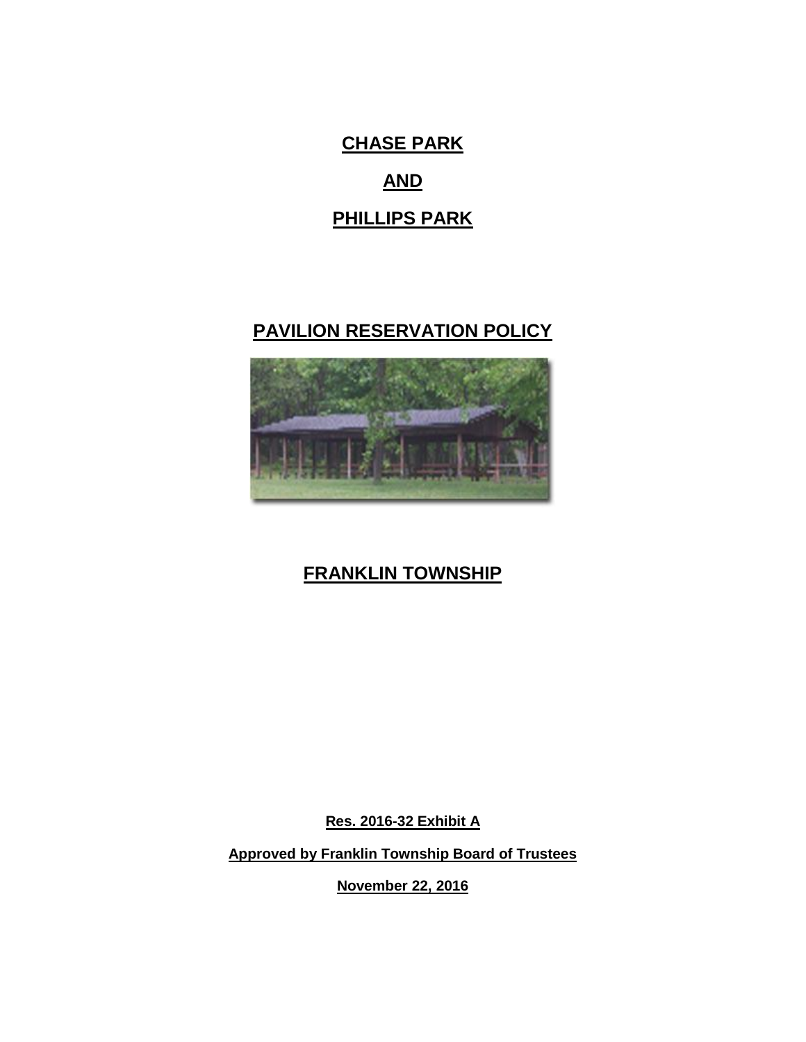# CHASE PARK

# AND

# PHILLIPS PARK

## PAVILION RESERVATION POLICY

## FRANKLIN TOWNSHIP

**Res. 2016-32 Exhibit A**

**Approved by Franklin Township Board of Trustees**

**November 22, 2016**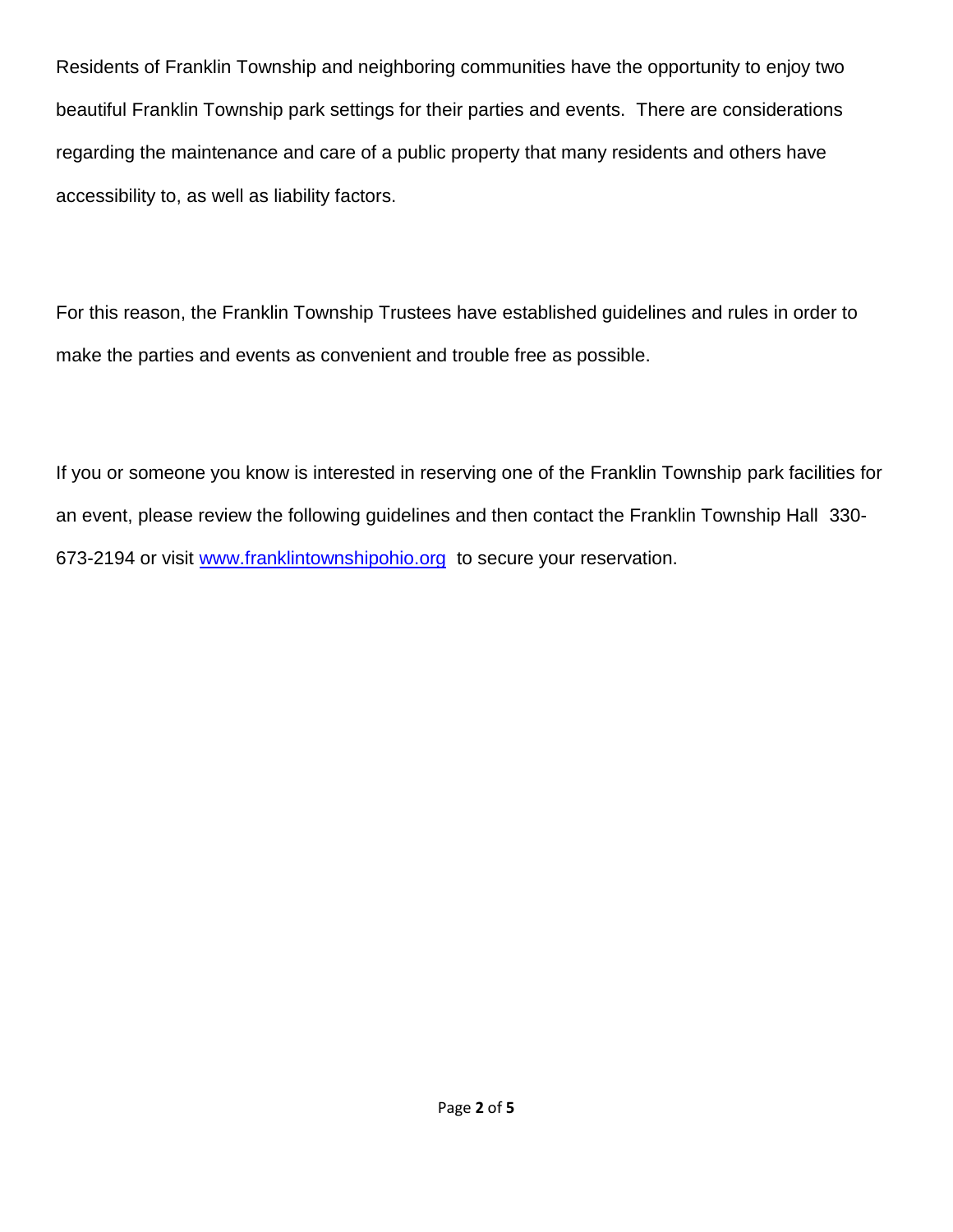Residents of Franklin Township and neighboring communities have the opportunity to enjoy two beautiful Franklin Township park settings for their parties and events. There are considerations regarding the maintenance and care of a public property that many residents and others have accessibility to, as well as liability factors.

For this reason, the Franklin Township Trustees have established guidelines and rules in order to make the parties and events as convenient and trouble free as possible.

If you or someone you know is interested in reserving one of the Franklin Township park facilities for an event, please review the following guidelines and then contact the Franklin Township Hall 330-673-2194 or visit [www.franklintownshipohio.org](http://www.franklintownshipohio.org) to secure your reservation.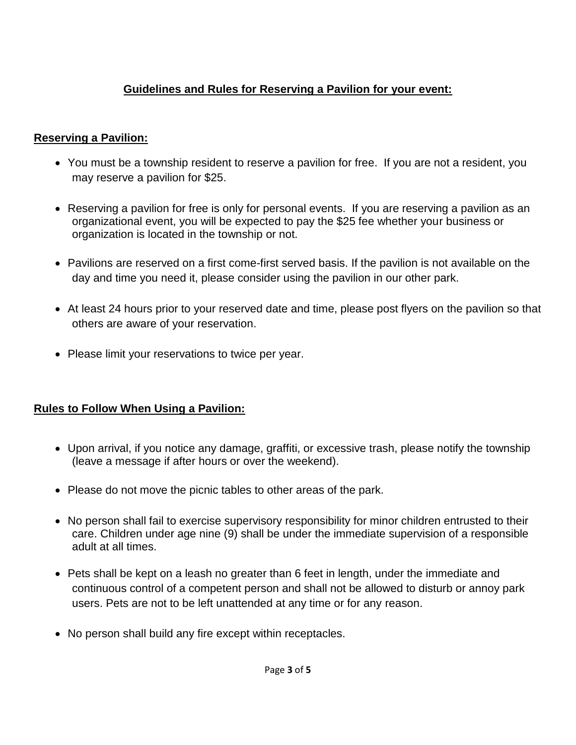## Guidelines and Rules for Reserving a Pavilion for your event:

### Reserving a Pavilion:

- You must be a township resident to reserve a pavilion for free. If you are not a resident, you may reserve a pavilion for $25.
- Reserving a pavilion for free is only for personal events. If you are reserving a pavilion as an organizational event, you will be expected to pay the $25 fee whether your business or organization is located in the township or not.
- Pavilions are reserved on a first come-first served basis. If the pavilion is not available on the day and time you need it, please consider using the pavilion in our other park.
- At least 24 hours prior to your reserved date and time, please post flyers on the pavilion so that others are aware of your reservation.
- Please limit your reservations to twice per year.

### Rules to Follow When Using a Pavilion:

- Upon arrival, if you notice any damage, graffiti, or excessive trash, please notify the township (leave a message if after hours or over the weekend).
- Please do not move the picnic tables to other areas of the park.
- No person shall fail to exercise supervisory responsibility for minor children entrusted to their care. Children under age nine (9) shall be under the immediate supervision of a responsible adult at all times.
- Pets shall be kept on a leash no greater than 6 feet in length, under the immediate and continuous control of a competent person and shall not be allowed to disturb or annoy park users. Pets are not to be left unattended at any time or for any reason.
- No person shall build any fire except within receptacles.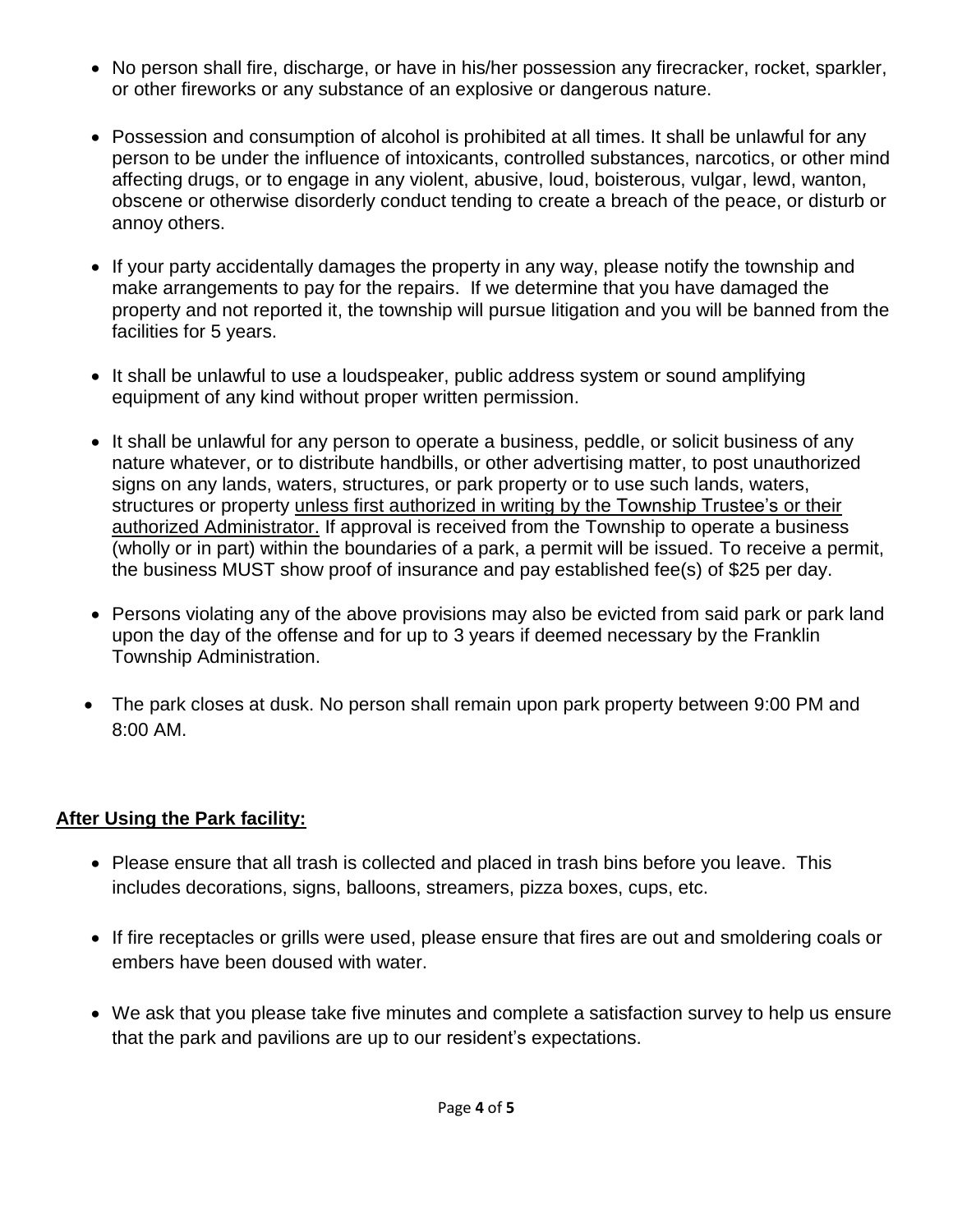- No person shall fire, discharge, or have in his/her possession any firecracker, rocket, sparkler, or other fireworks or any substance of an explosive or dangerous nature.

- Possession and consumption of alcohol is prohibited at all times. It shall be unlawful for any person to be under the influence of intoxicants, controlled substances, narcotics, or other mind affecting drugs, or to engage in any violent, abusive, loud, boisterous, vulgar, lewd, wanton, obscene or otherwise disorderly conduct tending to create a breach of the peace, or disturb or annoy others.

- If your party accidentally damages the property in any way, please notify the township and make arrangements to pay for the repairs. If we determine that you have damaged the property and not reported it, the township will pursue litigation and you will be banned from the facilities for 5 years.

- It shall be unlawful to use a loudspeaker, public address system or sound amplifying equipment of any kind without proper written permission.

- It shall be unlawful for any person to operate a business, peddle, or solicit business of any nature whatever, or to distribute handbills, or other advertising matter, to post unauthorized signs on any lands, waters, structures, or park property or to use such lands, waters, structures or property unless first authorized in writing by the Township Trustee's or their authorized Administrator. If approval is received from the Township to operate a business (wholly or in part) within the boundaries of a park, a permit will be issued. To receive a permit, the business MUST show proof of insurance and pay established fee(s) of $25 per day.

- Persons violating any of the above provisions may also be evicted from said park or park land upon the day of the offense and for up to 3 years if deemed necessary by the Franklin Township Administration.

- The park closes at dusk. No person shall remain upon park property between 9:00 PM and 8:00 AM.

## After Using the Park facility:

- Please ensure that all trash is collected and placed in trash bins before you leave. This includes decorations, signs, balloons, streamers, pizza boxes, cups, etc.

- If fire receptacles or grills were used, please ensure that fires are out and smoldering coals or embers have been doused with water.

- We ask that you please take five minutes and complete a satisfaction survey to help us ensure that the park and pavilions are up to our resident's expectations.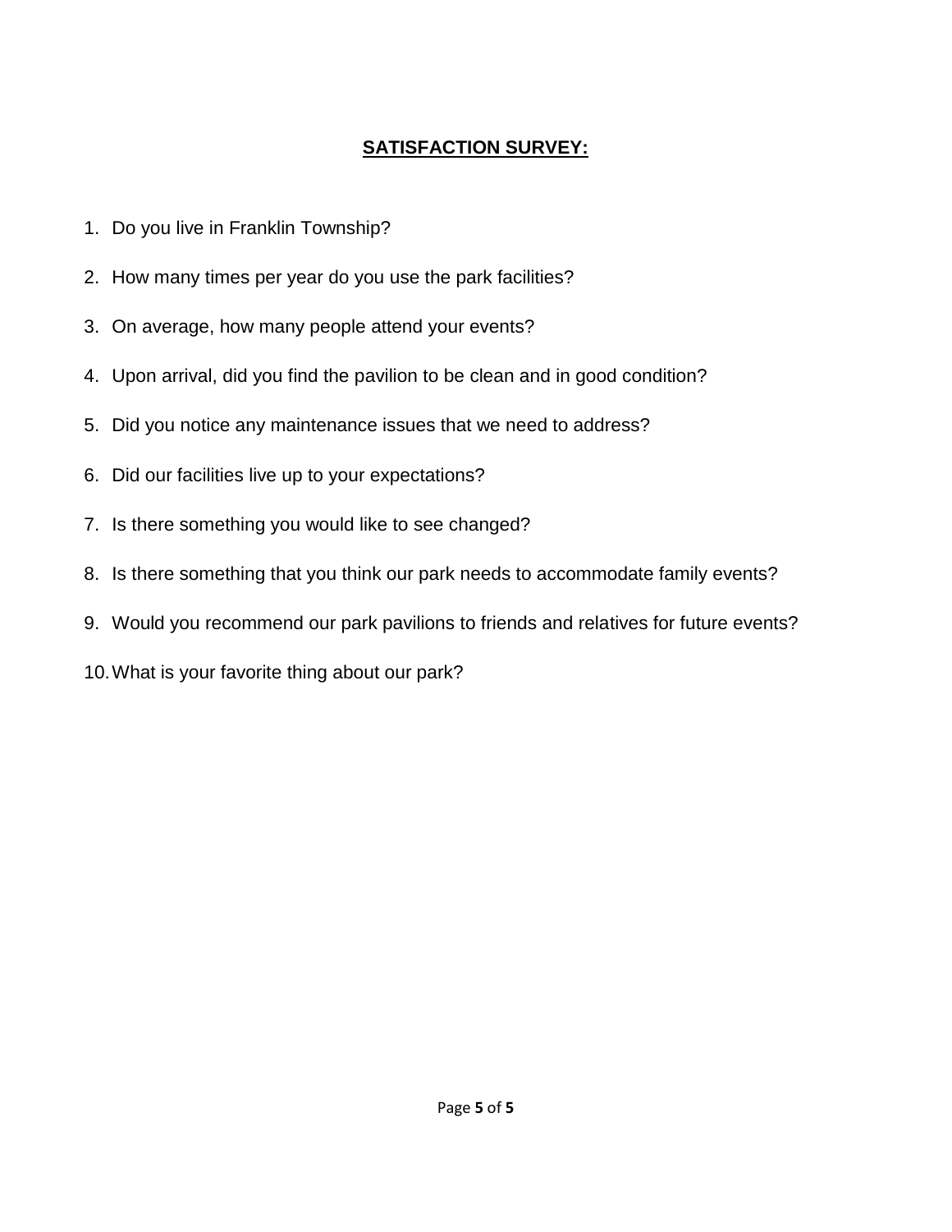## SATISFACTION SURVEY:

1. Do you live in Franklin Township?
2. How many times per year do you use the park facilities?
3. On average, how many people attend your events?
4. Upon arrival, did you find the pavilion to be clean and in good condition?
5. Did you notice any maintenance issues that we need to address?
6. Did our facilities live up to your expectations?
7. Is there something you would like to see changed?
8. Is there something that you think our park needs to accommodate family events?
9. Would you recommend our park pavilions to friends and relatives for future events?
10. What is your favorite thing about our park?